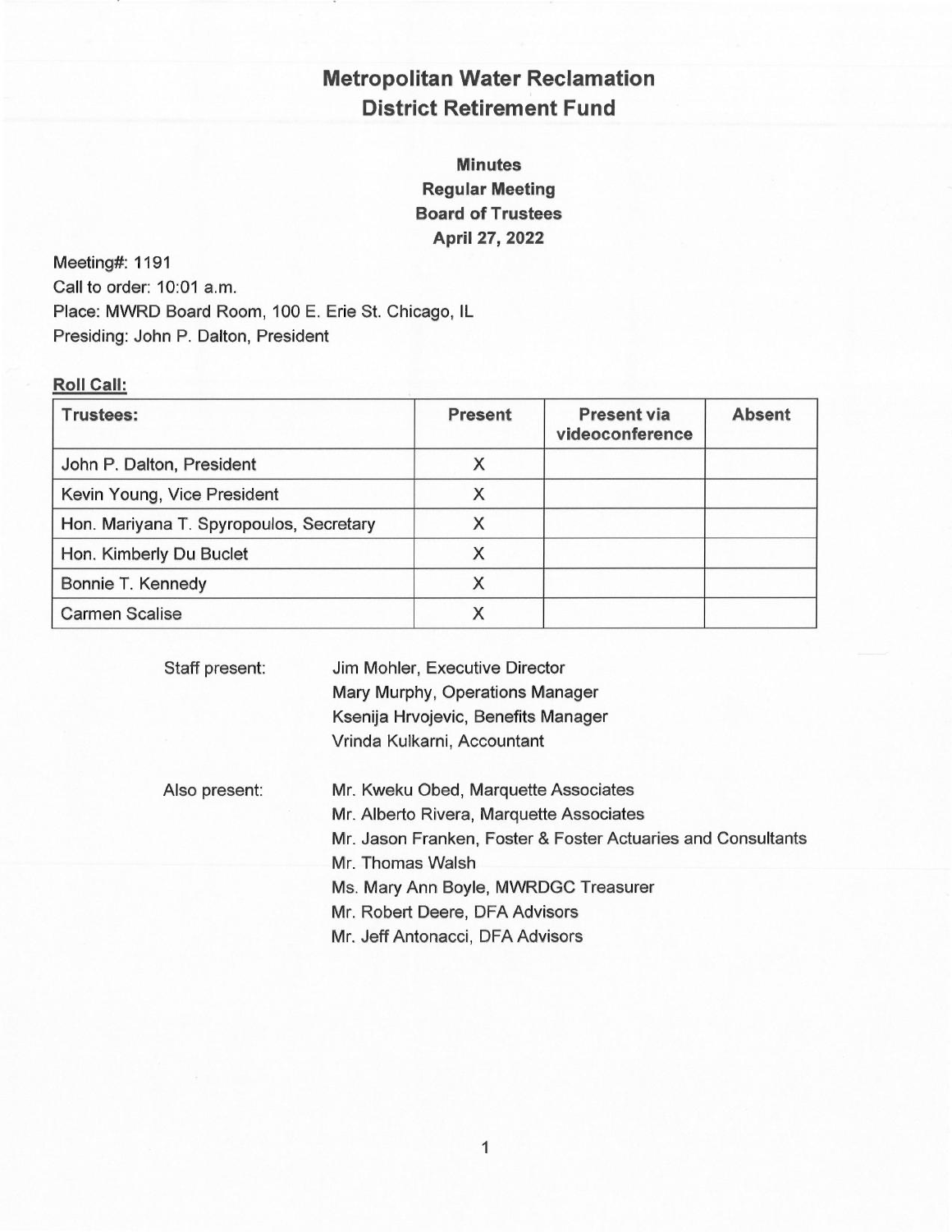# Metropolitan Water Reclamation District Retirement Fund

## Minutes
## Regular Meeting
## Board of Trustees
## April 27, 2022

Meeting#: 1191
Call to order: 10:01 a.m.
Place: MWRD Board Room, 100 E. Erie St. Chicago, IL
Presiding: John P. Dalton, President

**Roll Call:**

| Trustees: | Present | Present via videoconference | Absent |
|---|---|---|---|
| John P. Dalton, President | X | | |
| Kevin Young, Vice President | X | | |
| Hon. Mariyana T. Spyropoulos, Secretary | X | | |
| Hon. Kimberly Du Buclet | X | | |
| Bonnie T. Kennedy | X | | |
| Carmen Scalise | X | | |

Staff present:
Jim Mohler, Executive Director
Mary Murphy, Operations Manager
Ksenija Hrvojevic, Benefits Manager
Vrinda Kulkarni, Accountant

Also present:
Mr. Kweku Obed, Marquette Associates
Mr. Alberto Rivera, Marquette Associates
Mr. Jason Franken, Foster & Foster Actuaries and Consultants
Mr. Thomas Walsh
Ms. Mary Ann Boyle, MWRDGC Treasurer
Mr. Robert Deere, DFA Advisors
Mr. Jeff Antonacci, DFA Advisors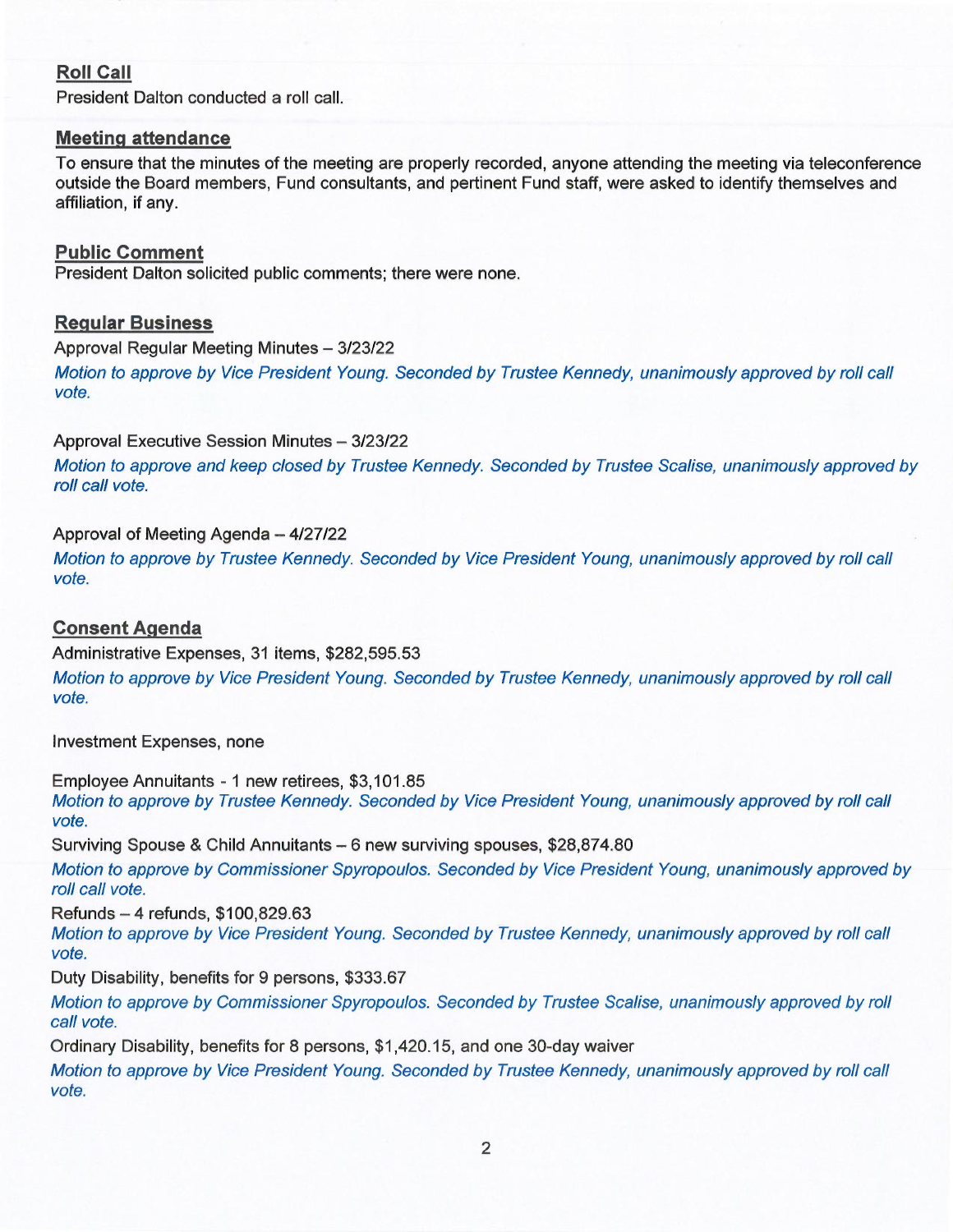## Roll Call

President Dalton conducted a roll call.

## Meeting attendance

To ensure that the minutes of the meeting are properly recorded, anyone attending the meeting via teleconference outside the Board members, Fund consultants, and pertinent Fund staff, were asked to identify themselves and affiliation, if any.

## Public Comment

President Dalton solicited public comments; there were none.

## Regular Business

Approval Regular Meeting Minutes – 3/23/22

*Motion to approve by Vice President Young. Seconded by Trustee Kennedy, unanimously approved by roll call vote.*

Approval Executive Session Minutes – 3/23/22

*Motion to approve and keep closed by Trustee Kennedy. Seconded by Trustee Scalise, unanimously approved by roll call vote.*

Approval of Meeting Agenda – 4/27/22

*Motion to approve by Trustee Kennedy. Seconded by Vice President Young, unanimously approved by roll call vote.*

## Consent Agenda

Administrative Expenses, 31 items, $282,595.53

*Motion to approve by Vice President Young. Seconded by Trustee Kennedy, unanimously approved by roll call vote.*

Investment Expenses, none

Employee Annuitants - 1 new retirees, $3,101.85

*Motion to approve by Trustee Kennedy. Seconded by Vice President Young, unanimously approved by roll call vote.*

Surviving Spouse & Child Annuitants – 6 new surviving spouses, $28,874.80

*Motion to approve by Commissioner Spyropoulos. Seconded by Vice President Young, unanimously approved by roll call vote.*

Refunds – 4 refunds, $100,829.63

*Motion to approve by Vice President Young. Seconded by Trustee Kennedy, unanimously approved by roll call vote.*

Duty Disability, benefits for 9 persons, $333.67

*Motion to approve by Commissioner Spyropoulos. Seconded by Trustee Scalise, unanimously approved by roll call vote.*

Ordinary Disability, benefits for 8 persons, $1,420.15, and one 30-day waiver

*Motion to approve by Vice President Young. Seconded by Trustee Kennedy, unanimously approved by roll call vote.*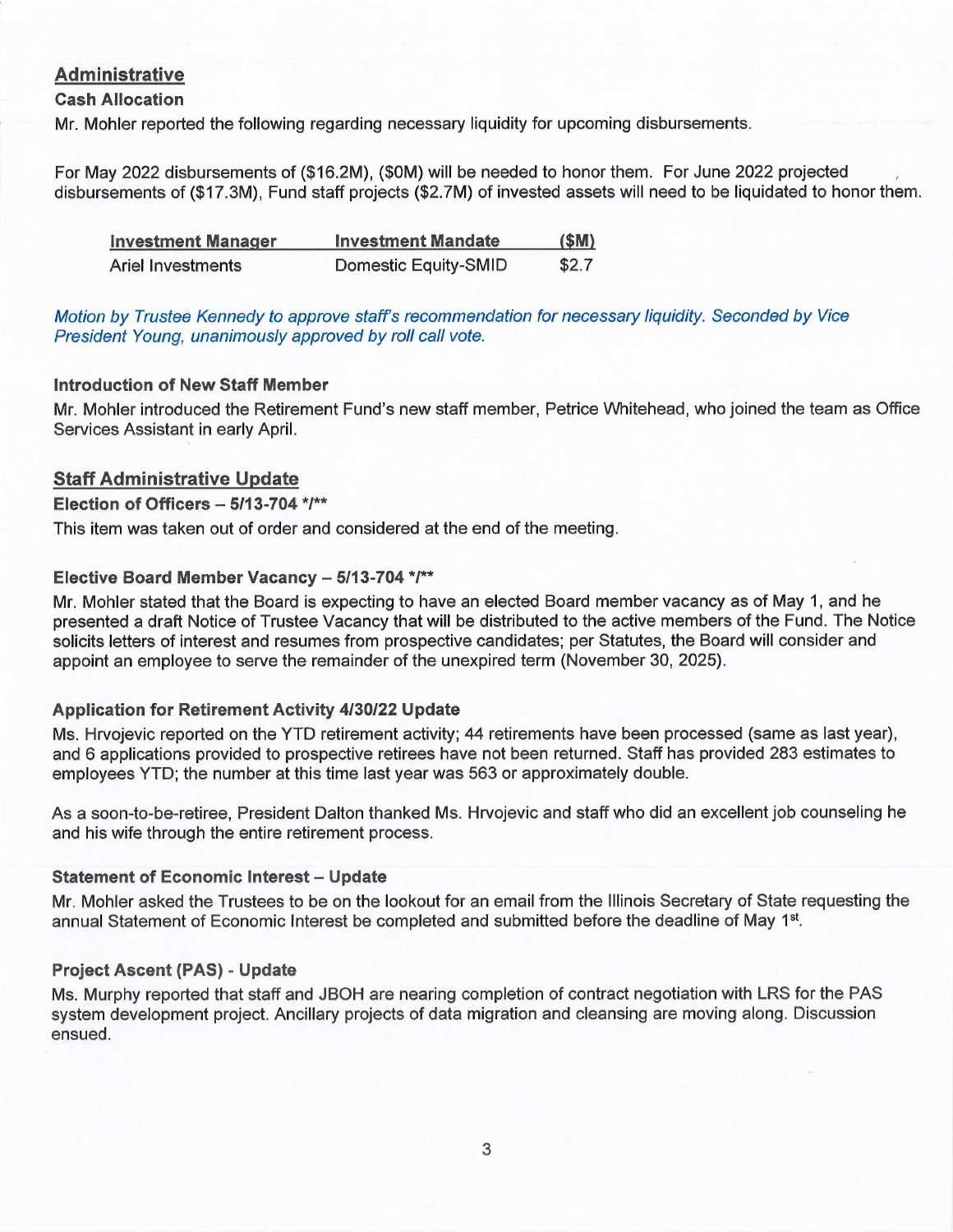## Administrative

### Cash Allocation

Mr. Mohler reported the following regarding necessary liquidity for upcoming disbursements.

For May 2022 disbursements of ($16.2M), ($0M) will be needed to honor them. For June 2022 projected disbursements of ($17.3M), Fund staff projects ($2.7M) of invested assets will need to be liquidated to honor them.

| Investment Manager | Investment Mandate | ($M) |
|---|---|---|
| Ariel Investments | Domestic Equity-SMID | $2.7 |

*Motion by Trustee Kennedy to approve staff's recommendation for necessary liquidity. Seconded by Vice President Young, unanimously approved by roll call vote.*

### Introduction of New Staff Member

Mr. Mohler introduced the Retirement Fund's new staff member, Petrice Whitehead, who joined the team as Office Services Assistant in early April.

## Staff Administrative Update

### Election of Officers – 5/13-704 */**

This item was taken out of order and considered at the end of the meeting.

### Elective Board Member Vacancy – 5/13-704 */**

Mr. Mohler stated that the Board is expecting to have an elected Board member vacancy as of May 1, and he presented a draft Notice of Trustee Vacancy that will be distributed to the active members of the Fund. The Notice solicits letters of interest and resumes from prospective candidates; per Statutes, the Board will consider and appoint an employee to serve the remainder of the unexpired term (November 30, 2025).

### Application for Retirement Activity 4/30/22 Update

Ms. Hrvojevic reported on the YTD retirement activity; 44 retirements have been processed (same as last year), and 6 applications provided to prospective retirees have not been returned. Staff has provided 283 estimates to employees YTD; the number at this time last year was 563 or approximately double.

As a soon-to-be-retiree, President Dalton thanked Ms. Hrvojevic and staff who did an excellent job counseling he and his wife through the entire retirement process.

### Statement of Economic Interest – Update

Mr. Mohler asked the Trustees to be on the lookout for an email from the Illinois Secretary of State requesting the annual Statement of Economic Interest be completed and submitted before the deadline of May 1st.

### Project Ascent (PAS) - Update

Ms. Murphy reported that staff and JBOH are nearing completion of contract negotiation with LRS for the PAS system development project. Ancillary projects of data migration and cleansing are moving along. Discussion ensued.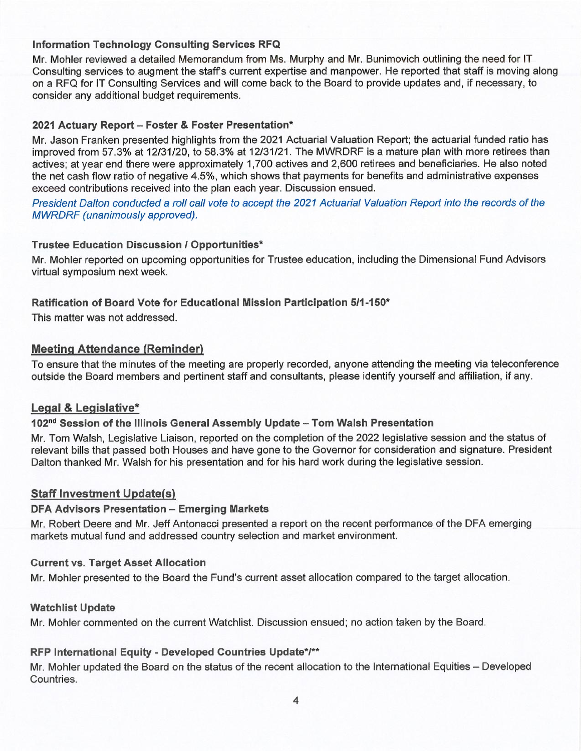### Information Technology Consulting Services RFQ

Mr. Mohler reviewed a detailed Memorandum from Ms. Murphy and Mr. Bunimovich outlining the need for IT Consulting services to augment the staff's current expertise and manpower. He reported that staff is moving along on a RFQ for IT Consulting Services and will come back to the Board to provide updates and, if necessary, to consider any additional budget requirements.

### 2021 Actuary Report – Foster & Foster Presentation*

Mr. Jason Franken presented highlights from the 2021 Actuarial Valuation Report; the actuarial funded ratio has improved from 57.3% at 12/31/20, to 58.3% at 12/31/21. The MWRDRF is a mature plan with more retirees than actives; at year end there were approximately 1,700 actives and 2,600 retirees and beneficiaries. He also noted the net cash flow ratio of negative 4.5%, which shows that payments for benefits and administrative expenses exceed contributions received into the plan each year. Discussion ensued.

*President Dalton conducted a roll call vote to accept the 2021 Actuarial Valuation Report into the records of the MWRDRF (unanimously approved).*

### Trustee Education Discussion / Opportunities*

Mr. Mohler reported on upcoming opportunities for Trustee education, including the Dimensional Fund Advisors virtual symposium next week.

### Ratification of Board Vote for Educational Mission Participation 5/1-150*

This matter was not addressed.

## Meeting Attendance (Reminder)

To ensure that the minutes of the meeting are properly recorded, anyone attending the meeting via teleconference outside the Board members and pertinent staff and consultants, please identify yourself and affiliation, if any.

## Legal & Legislative*

### 102nd Session of the Illinois General Assembly Update – Tom Walsh Presentation

Mr. Tom Walsh, Legislative Liaison, reported on the completion of the 2022 legislative session and the status of relevant bills that passed both Houses and have gone to the Governor for consideration and signature. President Dalton thanked Mr. Walsh for his presentation and for his hard work during the legislative session.

## Staff Investment Update(s)

### DFA Advisors Presentation – Emerging Markets

Mr. Robert Deere and Mr. Jeff Antonacci presented a report on the recent performance of the DFA emerging markets mutual fund and addressed country selection and market environment.

### Current vs. Target Asset Allocation

Mr. Mohler presented to the Board the Fund's current asset allocation compared to the target allocation.

### Watchlist Update

Mr. Mohler commented on the current Watchlist. Discussion ensued; no action taken by the Board.

### RFP International Equity - Developed Countries Update*/**

Mr. Mohler updated the Board on the status of the recent allocation to the International Equities – Developed Countries.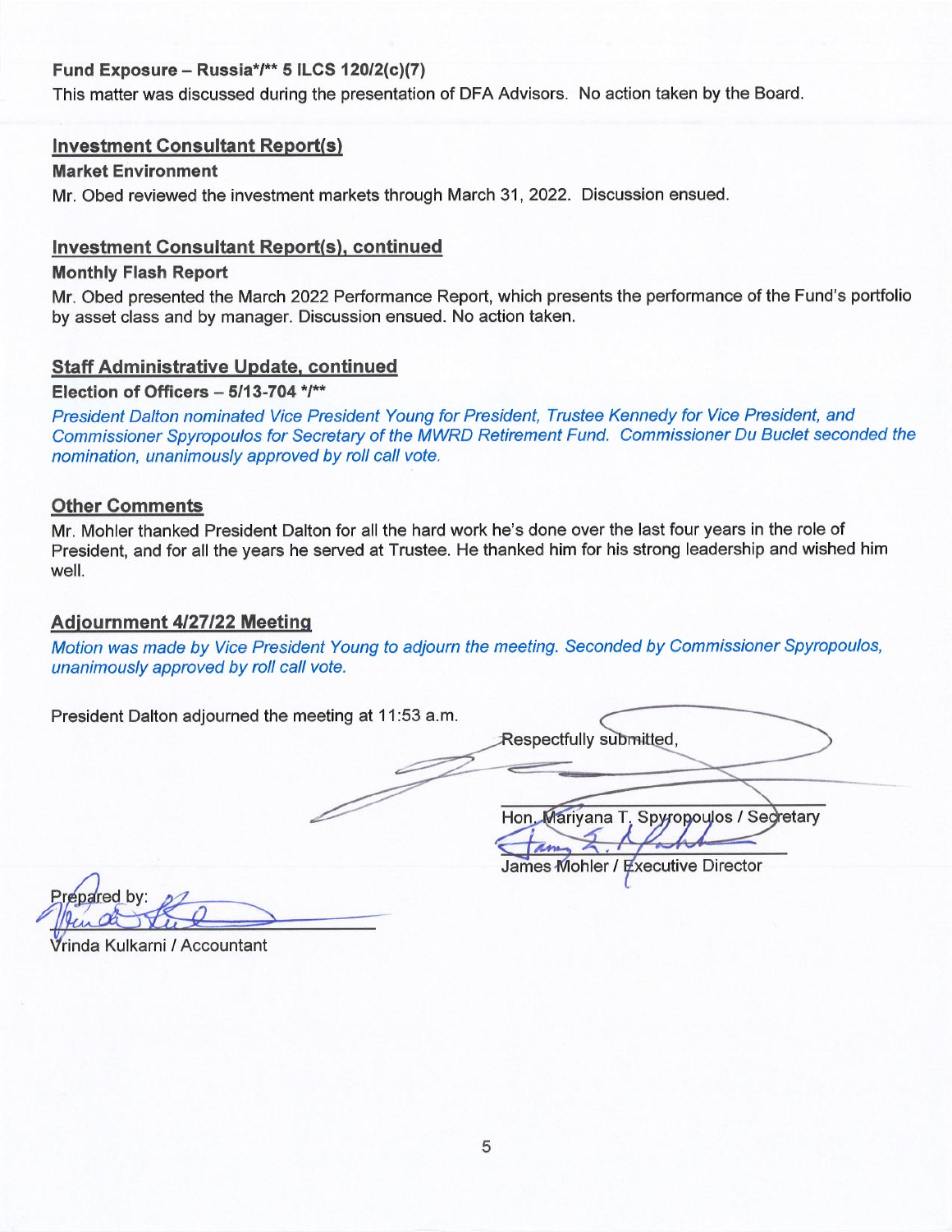**Fund Exposure – Russia*/** 5 ILCS 120/2(c)(7)**

This matter was discussed during the presentation of DFA Advisors. No action taken by the Board.

## Investment Consultant Report(s)

**Market Environment**

Mr. Obed reviewed the investment markets through March 31, 2022. Discussion ensued.

## Investment Consultant Report(s), continued

**Monthly Flash Report**

Mr. Obed presented the March 2022 Performance Report, which presents the performance of the Fund's portfolio by asset class and by manager. Discussion ensued. No action taken.

## Staff Administrative Update, continued

**Election of Officers – 5/13-704 */****

*President Dalton nominated Vice President Young for President, Trustee Kennedy for Vice President, and Commissioner Spyropoulos for Secretary of the MWRD Retirement Fund. Commissioner Du Buclet seconded the nomination, unanimously approved by roll call vote.*

## Other Comments

Mr. Mohler thanked President Dalton for all the hard work he's done over the last four years in the role of President, and for all the years he served at Trustee. He thanked him for his strong leadership and wished him well.

## Adjournment 4/27/22 Meeting

*Motion was made by Vice President Young to adjourn the meeting. Seconded by Commissioner Spyropoulos, unanimously approved by roll call vote.*

President Dalton adjourned the meeting at 11:53 a.m.

Respectfully submitted,

Hon. Mariyana T. Spyropoulos / Secretary

James Mohler / Executive Director

Prepared by:

Vrinda Kulkarni / Accountant